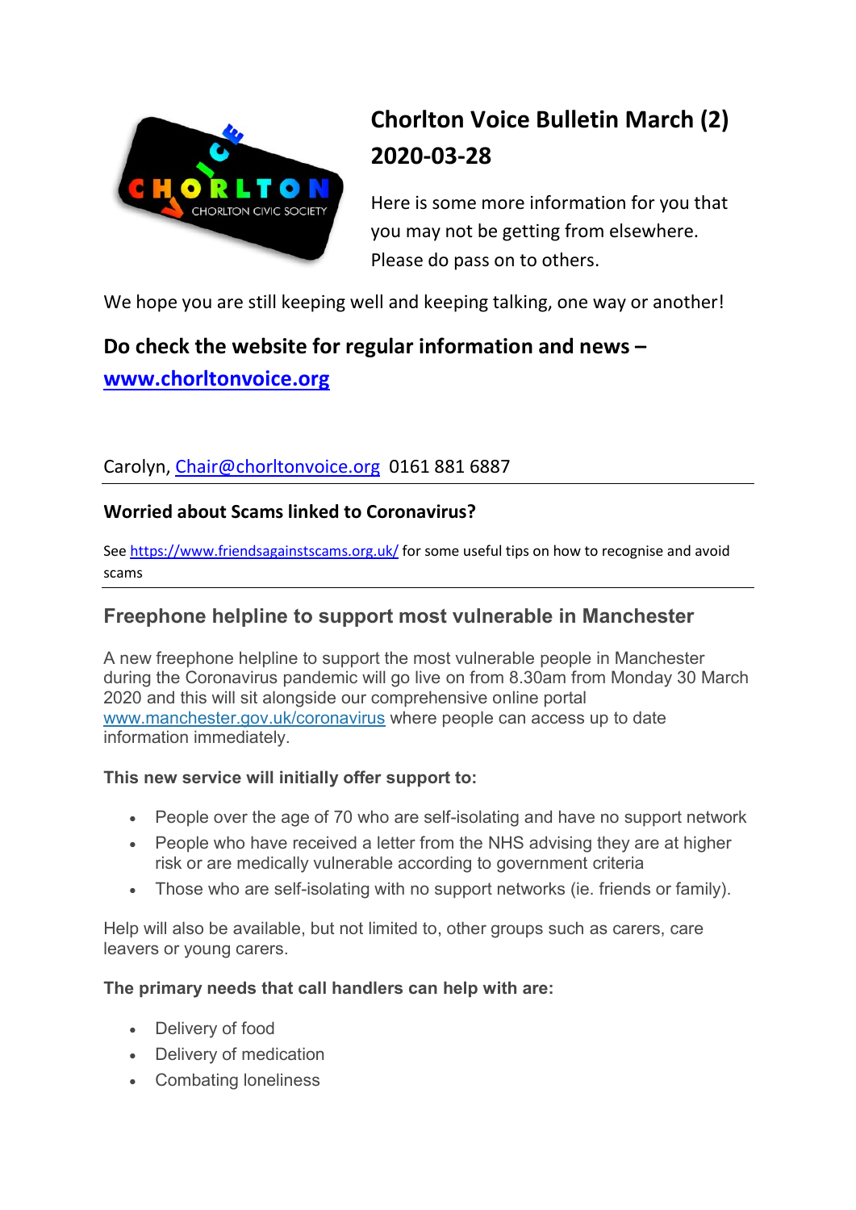# Chorlton Voice Bulletin March (2) 2020-03-28

Here is some more information for you that you may not be getting from elsewhere. Please do pass on to others.

We hope you are still keeping well and keeping talking, one way or another!

## Do check the website for regular information and news – [www.chorltonvoice.org](http://www.chorltonvoice.org)

Carolyn, [Chair@chorltonvoice.org](mailto:Chair@chorltonvoice.org) 0161 881 6887

---

### Worried about Scams linked to Coronavirus?

See [https://www.friendsagainstscams.org.uk/](https://www.friendsagainstscams.org.uk/) for some useful tips on how to recognise and avoid scams

---

### Freephone helpline to support most vulnerable in Manchester

A new freephone helpline to support the most vulnerable people in Manchester during the Coronavirus pandemic will go live on from 8.30am from Monday 30 March 2020 and this will sit alongside our comprehensive online portal [www.manchester.gov.uk/coronavirus](http://www.manchester.gov.uk/coronavirus) where people can access up to date information immediately.

**This new service will initially offer support to:**

- People over the age of 70 who are self-isolating and have no support network
- People who have received a letter from the NHS advising they are at higher risk or are medically vulnerable according to government criteria
- Those who are self-isolating with no support networks (ie. friends or family).

Help will also be available, but not limited to, other groups such as carers, care leavers or young carers.

**The primary needs that call handlers can help with are:**

- Delivery of food
- Delivery of medication
- Combating loneliness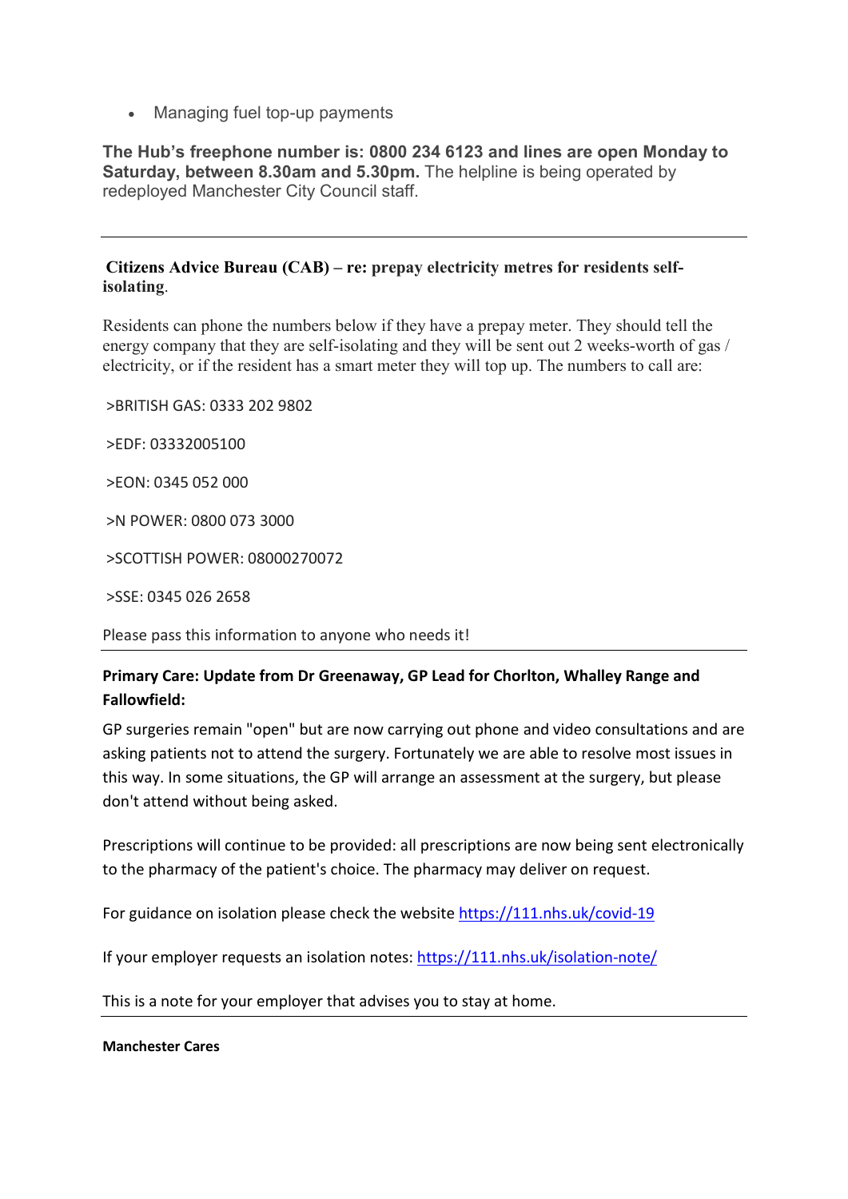- Managing fuel top-up payments

**The Hub's freephone number is: 0800 234 6123 and lines are open Monday to Saturday, between 8.30am and 5.30pm.** The helpline is being operated by redeployed Manchester City Council staff.

---

**Citizens Advice Bureau (CAB) – re: prepay electricity metres for residents self-isolating**.

Residents can phone the numbers below if they have a prepay meter. They should tell the energy company that they are self-isolating and they will be sent out 2 weeks-worth of gas / electricity, or if the resident has a smart meter they will top up. The numbers to call are:

>BRITISH GAS: 0333 202 9802

>EDF: 03332005100

>EON: 0345 052 000

>N POWER: 0800 073 3000

>SCOTTISH POWER: 08000270072

>SSE: 0345 026 2658

Please pass this information to anyone who needs it!

---

**Primary Care: Update from Dr Greenaway, GP Lead for Chorlton, Whalley Range and Fallowfield:**

GP surgeries remain "open" but are now carrying out phone and video consultations and are asking patients not to attend the surgery. Fortunately we are able to resolve most issues in this way. In some situations, the GP will arrange an assessment at the surgery, but please don't attend without being asked.

Prescriptions will continue to be provided: all prescriptions are now being sent electronically to the pharmacy of the patient's choice. The pharmacy may deliver on request.

For guidance on isolation please check the website https://111.nhs.uk/covid-19

If your employer requests an isolation notes: https://111.nhs.uk/isolation-note/

This is a note for your employer that advises you to stay at home.

---

**Manchester Cares**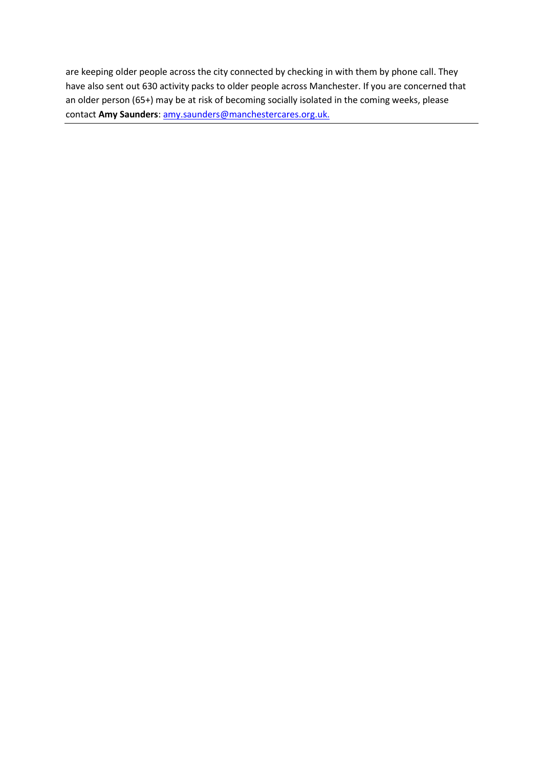are keeping older people across the city connected by checking in with them by phone call. They have also sent out 630 activity packs to older people across Manchester. If you are concerned that an older person (65+) may be at risk of becoming socially isolated in the coming weeks, please contact **Amy Saunders**: amy.saunders@manchestercares.org.uk.

---